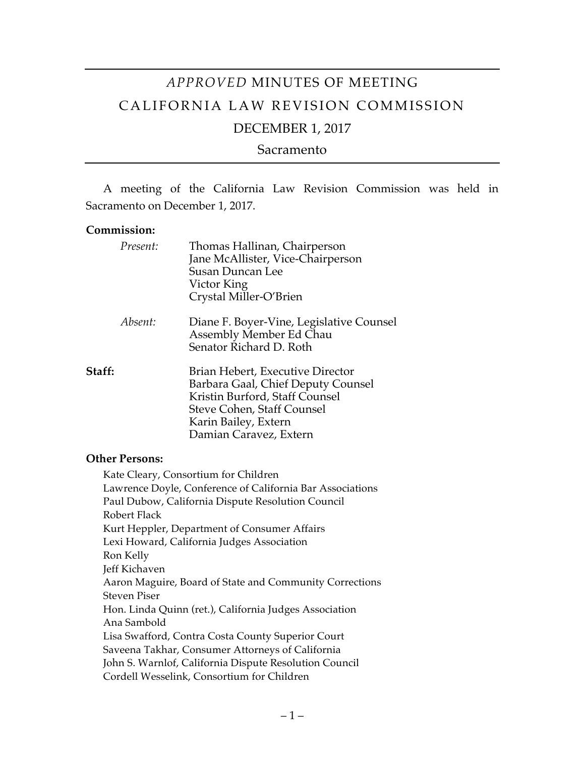# *APPROVED* MINUTES OF MEETING

# CALIFORNIA LAW REVISION COMMISSION

## DECEMBER 1, 2017

## Sacramento

A meeting of the California Law Revision Commission was held in Sacramento on December 1, 2017.

**Commission:**

*Present:*
Thomas Hallinan, Chairperson
Jane McAllister, Vice-Chairperson
Susan Duncan Lee
Victor King
Crystal Miller-O'Brien

*Absent:*
Diane F. Boyer-Vine, Legislative Counsel
Assembly Member Ed Chau
Senator Richard D. Roth

**Staff:**
Brian Hebert, Executive Director
Barbara Gaal, Chief Deputy Counsel
Kristin Burford, Staff Counsel
Steve Cohen, Staff Counsel
Karin Bailey, Extern
Damian Caravez, Extern

**Other Persons:**

Kate Cleary, Consortium for Children
Lawrence Doyle, Conference of California Bar Associations
Paul Dubow, California Dispute Resolution Council
Robert Flack
Kurt Heppler, Department of Consumer Affairs
Lexi Howard, California Judges Association
Ron Kelly
Jeff Kichaven
Aaron Maguire, Board of State and Community Corrections
Steven Piser
Hon. Linda Quinn (ret.), California Judges Association
Ana Sambold
Lisa Swafford, Contra Costa County Superior Court
Saveena Takhar, Consumer Attorneys of California
John S. Warnlof, California Dispute Resolution Council
Cordell Wesselink, Consortium for Children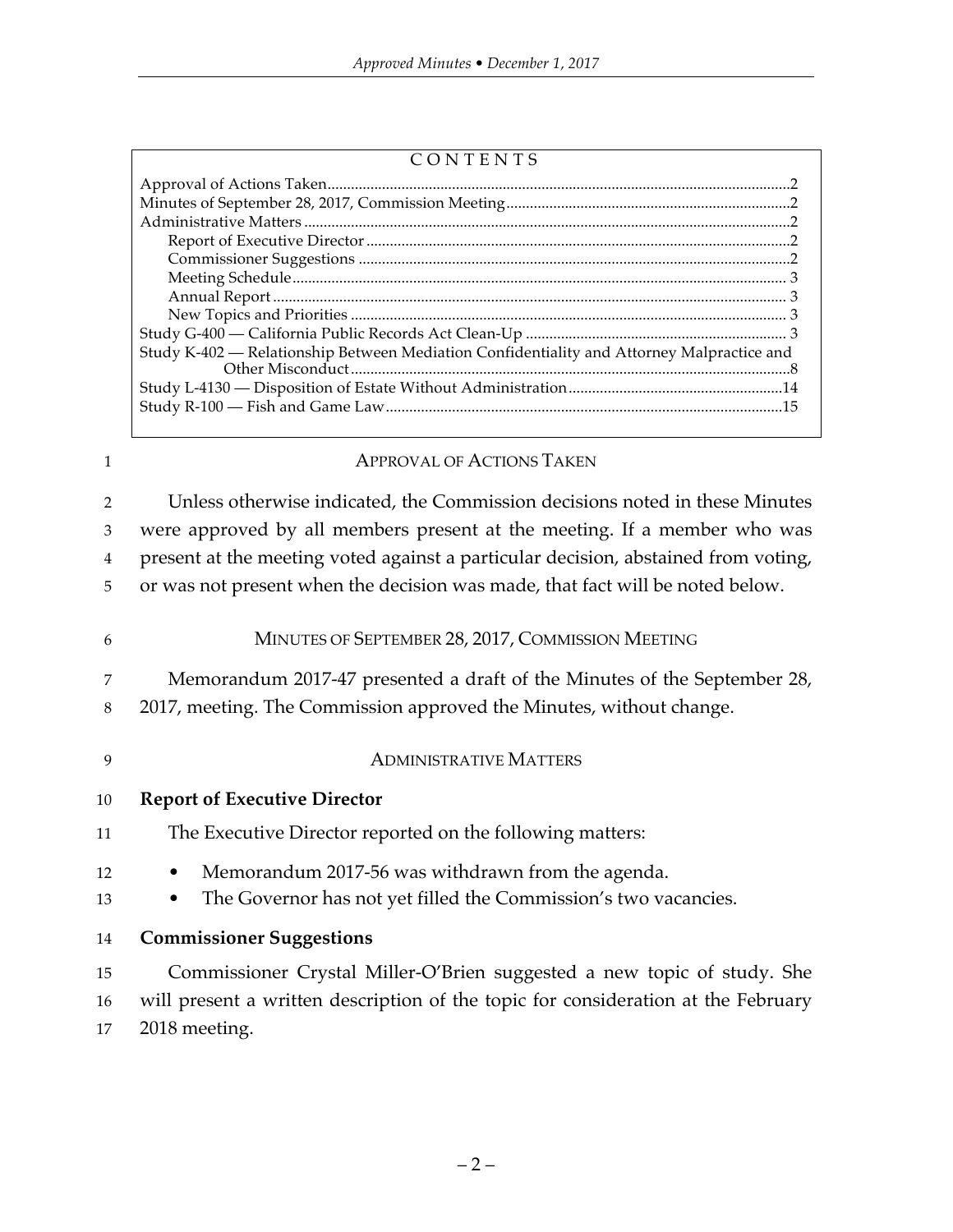## CONTENTS

Approval of Actions Taken....................2
Minutes of September 28, 2017, Commission Meeting....................2
Administrative Matters....................2
- Report of Executive Director....................2
- Commissioner Suggestions....................2
- Meeting Schedule....................3
- Annual Report....................3
- New Topics and Priorities....................3

Study G-400 — California Public Records Act Clean-Up....................3
Study K-402 — Relationship Between Mediation Confidentiality and Attorney Malpractice and Other Misconduct....................8
Study L-4130 — Disposition of Estate Without Administration....................14
Study R-100 — Fish and Game Law....................15

## APPROVAL OF ACTIONS TAKEN

Unless otherwise indicated, the Commission decisions noted in these Minutes were approved by all members present at the meeting. If a member who was present at the meeting voted against a particular decision, abstained from voting, or was not present when the decision was made, that fact will be noted below.

## MINUTES OF SEPTEMBER 28, 2017, COMMISSION MEETING

Memorandum 2017-47 presented a draft of the Minutes of the September 28, 2017, meeting. The Commission approved the Minutes, without change.

## ADMINISTRATIVE MATTERS

### Report of Executive Director

The Executive Director reported on the following matters:

- Memorandum 2017-56 was withdrawn from the agenda.
- The Governor has not yet filled the Commission's two vacancies.

### Commissioner Suggestions

Commissioner Crystal Miller-O'Brien suggested a new topic of study. She will present a written description of the topic for consideration at the February 2018 meeting.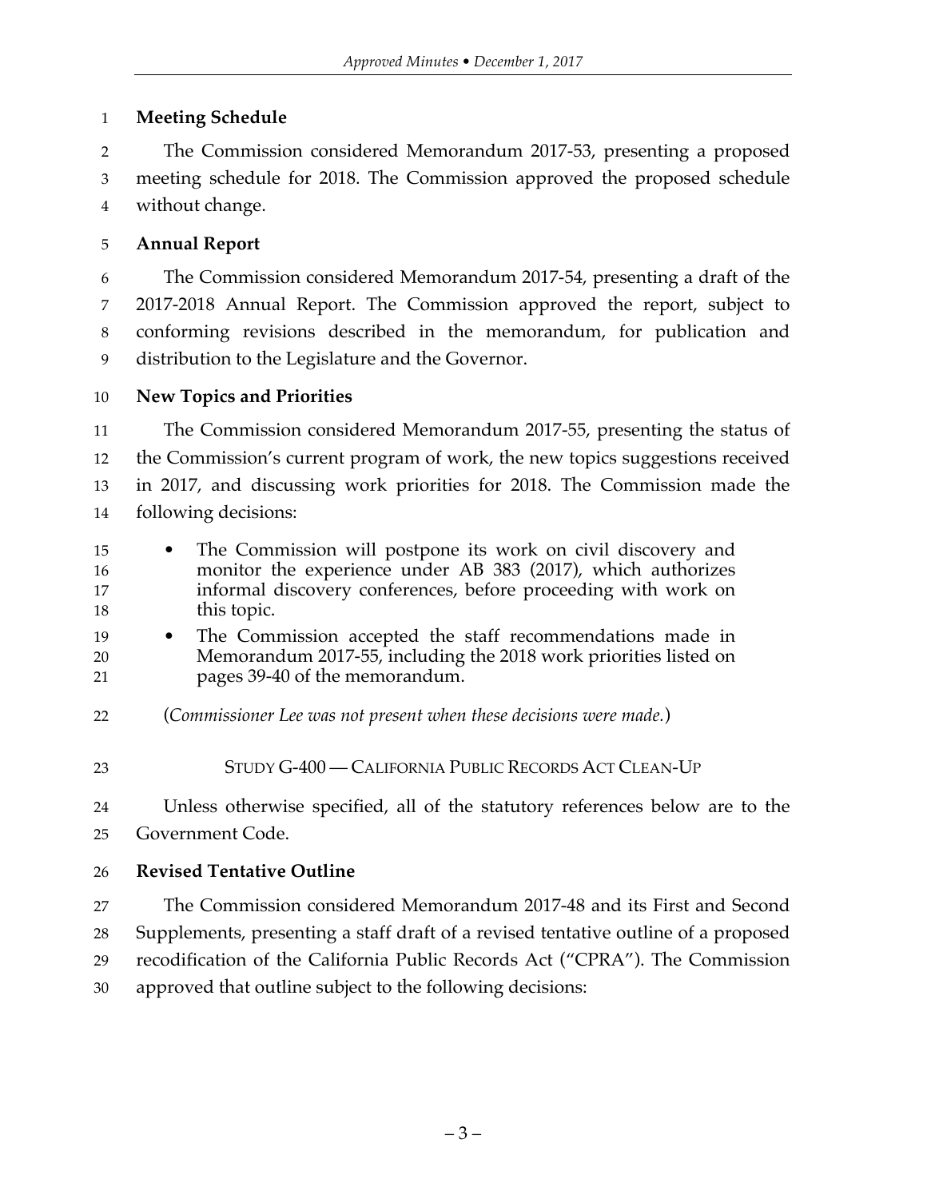**Meeting Schedule**

The Commission considered Memorandum 2017-53, presenting a proposed meeting schedule for 2018. The Commission approved the proposed schedule without change.

**Annual Report**

The Commission considered Memorandum 2017-54, presenting a draft of the 2017-2018 Annual Report. The Commission approved the report, subject to conforming revisions described in the memorandum, for publication and distribution to the Legislature and the Governor.

**New Topics and Priorities**

The Commission considered Memorandum 2017-55, presenting the status of the Commission's current program of work, the new topics suggestions received in 2017, and discussing work priorities for 2018. The Commission made the following decisions:

- The Commission will postpone its work on civil discovery and monitor the experience under AB 383 (2017), which authorizes informal discovery conferences, before proceeding with work on this topic.
- The Commission accepted the staff recommendations made in Memorandum 2017-55, including the 2018 work priorities listed on pages 39-40 of the memorandum.

(*Commissioner Lee was not present when these decisions were made.*)

## STUDY G-400 — CALIFORNIA PUBLIC RECORDS ACT CLEAN-UP

Unless otherwise specified, all of the statutory references below are to the Government Code.

**Revised Tentative Outline**

The Commission considered Memorandum 2017-48 and its First and Second Supplements, presenting a staff draft of a revised tentative outline of a proposed recodification of the California Public Records Act ("CPRA"). The Commission approved that outline subject to the following decisions: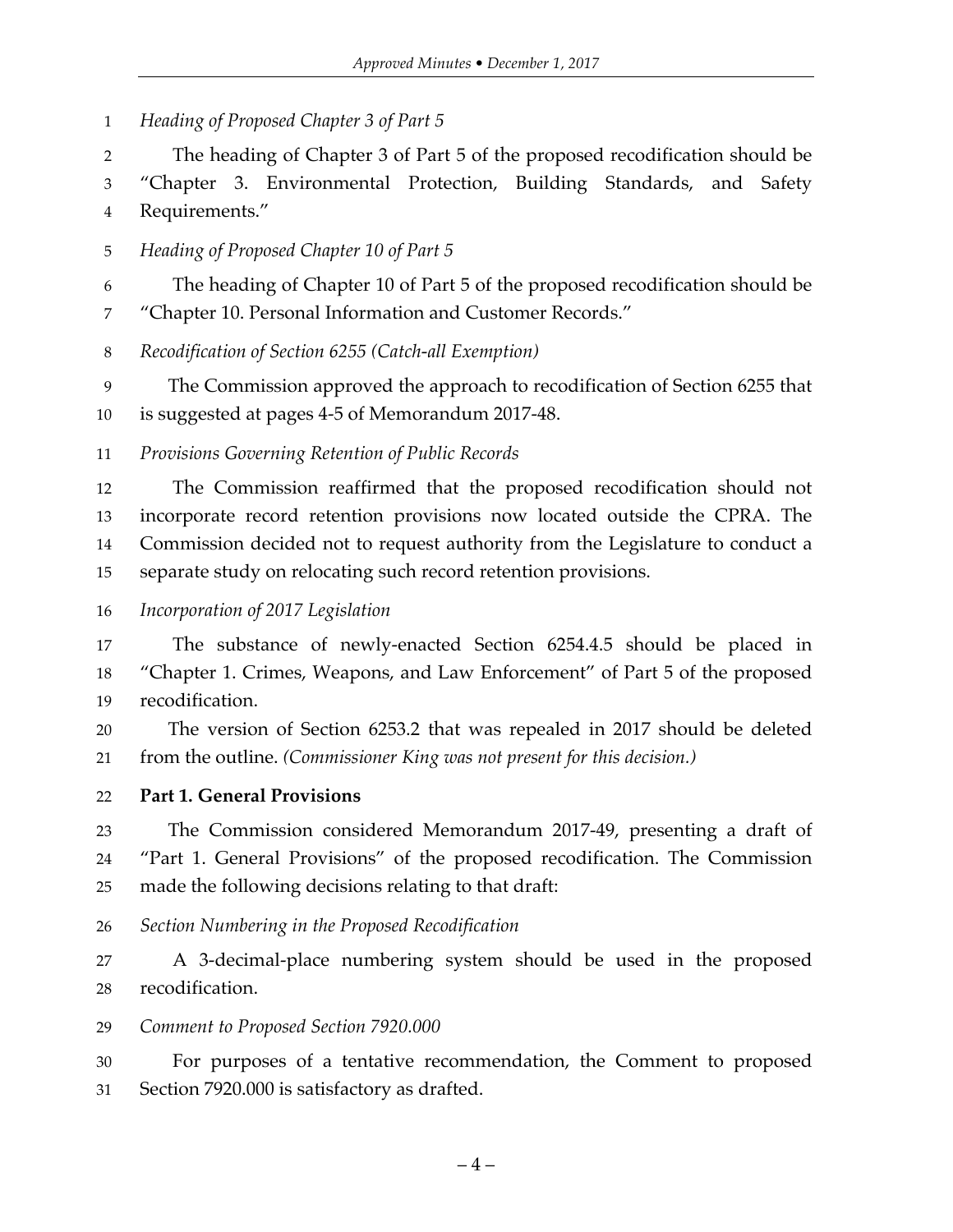*Heading of Proposed Chapter 3 of Part 5*

The heading of Chapter 3 of Part 5 of the proposed recodification should be "Chapter 3. Environmental Protection, Building Standards, and Safety Requirements."

*Heading of Proposed Chapter 10 of Part 5*

The heading of Chapter 10 of Part 5 of the proposed recodification should be "Chapter 10. Personal Information and Customer Records."

*Recodification of Section 6255 (Catch-all Exemption)*

The Commission approved the approach to recodification of Section 6255 that is suggested at pages 4-5 of Memorandum 2017-48.

*Provisions Governing Retention of Public Records*

The Commission reaffirmed that the proposed recodification should not incorporate record retention provisions now located outside the CPRA. The Commission decided not to request authority from the Legislature to conduct a separate study on relocating such record retention provisions.

*Incorporation of 2017 Legislation*

The substance of newly-enacted Section 6254.4.5 should be placed in "Chapter 1. Crimes, Weapons, and Law Enforcement" of Part 5 of the proposed recodification.

The version of Section 6253.2 that was repealed in 2017 should be deleted from the outline. *(Commissioner King was not present for this decision.)*

**Part 1. General Provisions**

The Commission considered Memorandum 2017-49, presenting a draft of "Part 1. General Provisions" of the proposed recodification. The Commission made the following decisions relating to that draft:

*Section Numbering in the Proposed Recodification*

A 3-decimal-place numbering system should be used in the proposed recodification.

*Comment to Proposed Section 7920.000*

For purposes of a tentative recommendation, the Comment to proposed Section 7920.000 is satisfactory as drafted.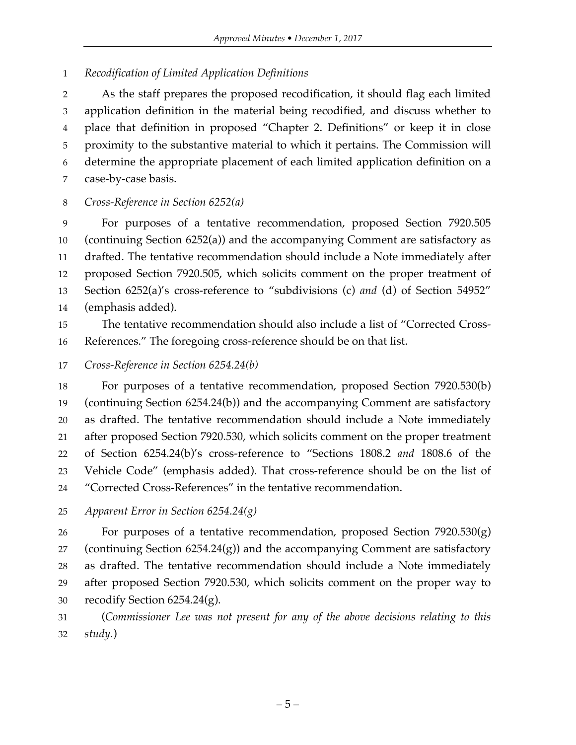*Recodification of Limited Application Definitions*

As the staff prepares the proposed recodification, it should flag each limited application definition in the material being recodified, and discuss whether to place that definition in proposed "Chapter 2. Definitions" or keep it in close proximity to the substantive material to which it pertains. The Commission will determine the appropriate placement of each limited application definition on a case-by-case basis.

*Cross-Reference in Section 6252(a)*

For purposes of a tentative recommendation, proposed Section 7920.505 (continuing Section 6252(a)) and the accompanying Comment are satisfactory as drafted. The tentative recommendation should include a Note immediately after proposed Section 7920.505, which solicits comment on the proper treatment of Section 6252(a)'s cross-reference to "subdivisions (c) *and* (d) of Section 54952" (emphasis added).

The tentative recommendation should also include a list of "Corrected Cross-References." The foregoing cross-reference should be on that list.

*Cross-Reference in Section 6254.24(b)*

For purposes of a tentative recommendation, proposed Section 7920.530(b) (continuing Section 6254.24(b)) and the accompanying Comment are satisfactory as drafted. The tentative recommendation should include a Note immediately after proposed Section 7920.530, which solicits comment on the proper treatment of Section 6254.24(b)'s cross-reference to "Sections 1808.2 *and* 1808.6 of the Vehicle Code" (emphasis added). That cross-reference should be on the list of "Corrected Cross-References" in the tentative recommendation.

*Apparent Error in Section 6254.24(g)*

For purposes of a tentative recommendation, proposed Section 7920.530(g) (continuing Section 6254.24(g)) and the accompanying Comment are satisfactory as drafted. The tentative recommendation should include a Note immediately after proposed Section 7920.530, which solicits comment on the proper way to recodify Section 6254.24(g).

(*Commissioner Lee was not present for any of the above decisions relating to this study.*)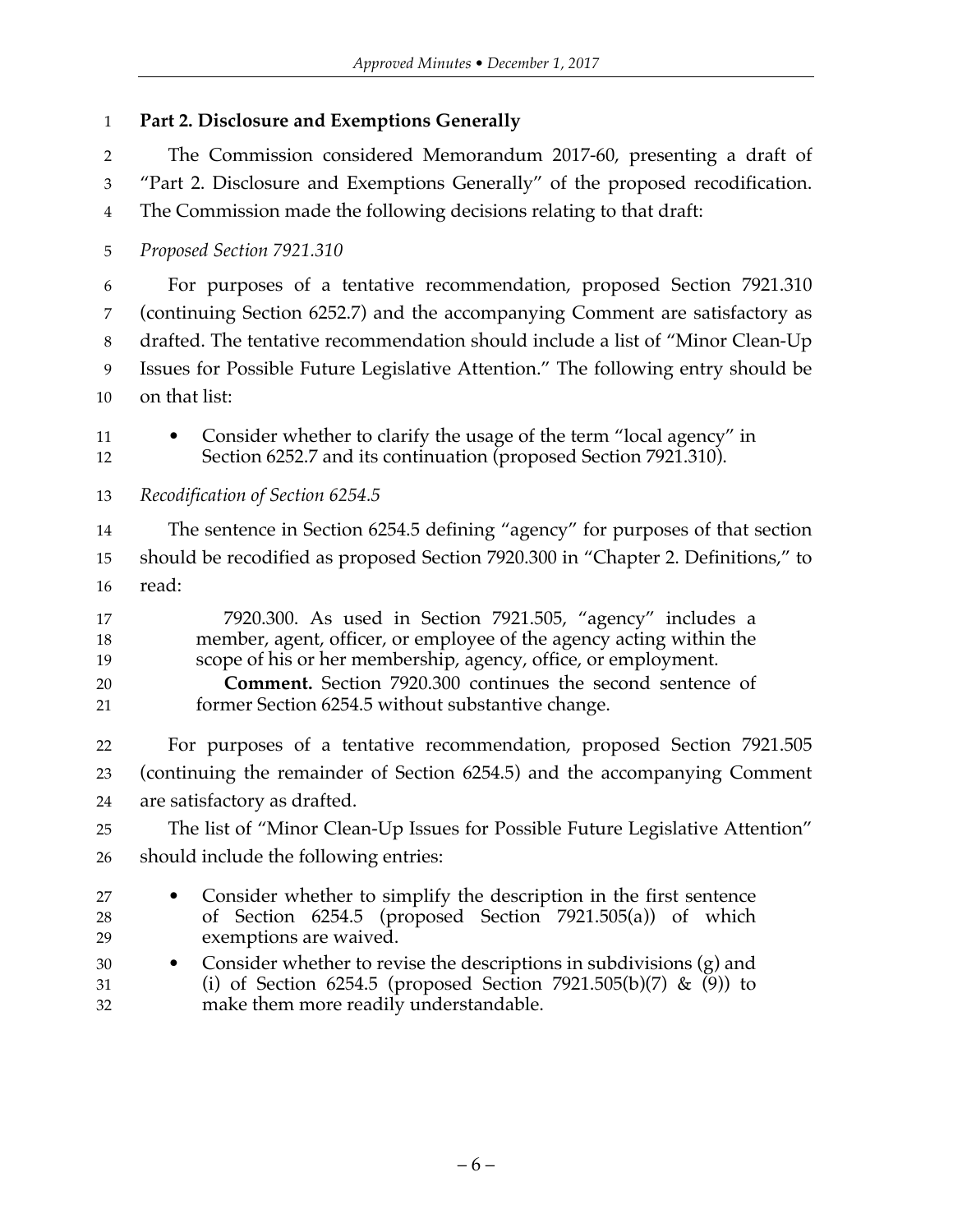**Part 2. Disclosure and Exemptions Generally**

The Commission considered Memorandum 2017-60, presenting a draft of "Part 2. Disclosure and Exemptions Generally" of the proposed recodification. The Commission made the following decisions relating to that draft:

*Proposed Section 7921.310*

For purposes of a tentative recommendation, proposed Section 7921.310 (continuing Section 6252.7) and the accompanying Comment are satisfactory as drafted. The tentative recommendation should include a list of "Minor Clean-Up Issues for Possible Future Legislative Attention." The following entry should be on that list:

- Consider whether to clarify the usage of the term "local agency" in Section 6252.7 and its continuation (proposed Section 7921.310).

*Recodification of Section 6254.5*

The sentence in Section 6254.5 defining "agency" for purposes of that section should be recodified as proposed Section 7920.300 in "Chapter 2. Definitions," to read:

> 7920.300. As used in Section 7921.505, "agency" includes a member, agent, officer, or employee of the agency acting within the scope of his or her membership, agency, office, or employment.
>
> **Comment.** Section 7920.300 continues the second sentence of former Section 6254.5 without substantive change.

For purposes of a tentative recommendation, proposed Section 7921.505 (continuing the remainder of Section 6254.5) and the accompanying Comment are satisfactory as drafted.

The list of "Minor Clean-Up Issues for Possible Future Legislative Attention" should include the following entries:

- Consider whether to simplify the description in the first sentence of Section 6254.5 (proposed Section 7921.505(a)) of which exemptions are waived.
- Consider whether to revise the descriptions in subdivisions (g) and (i) of Section 6254.5 (proposed Section 7921.505(b)(7) & (9)) to make them more readily understandable.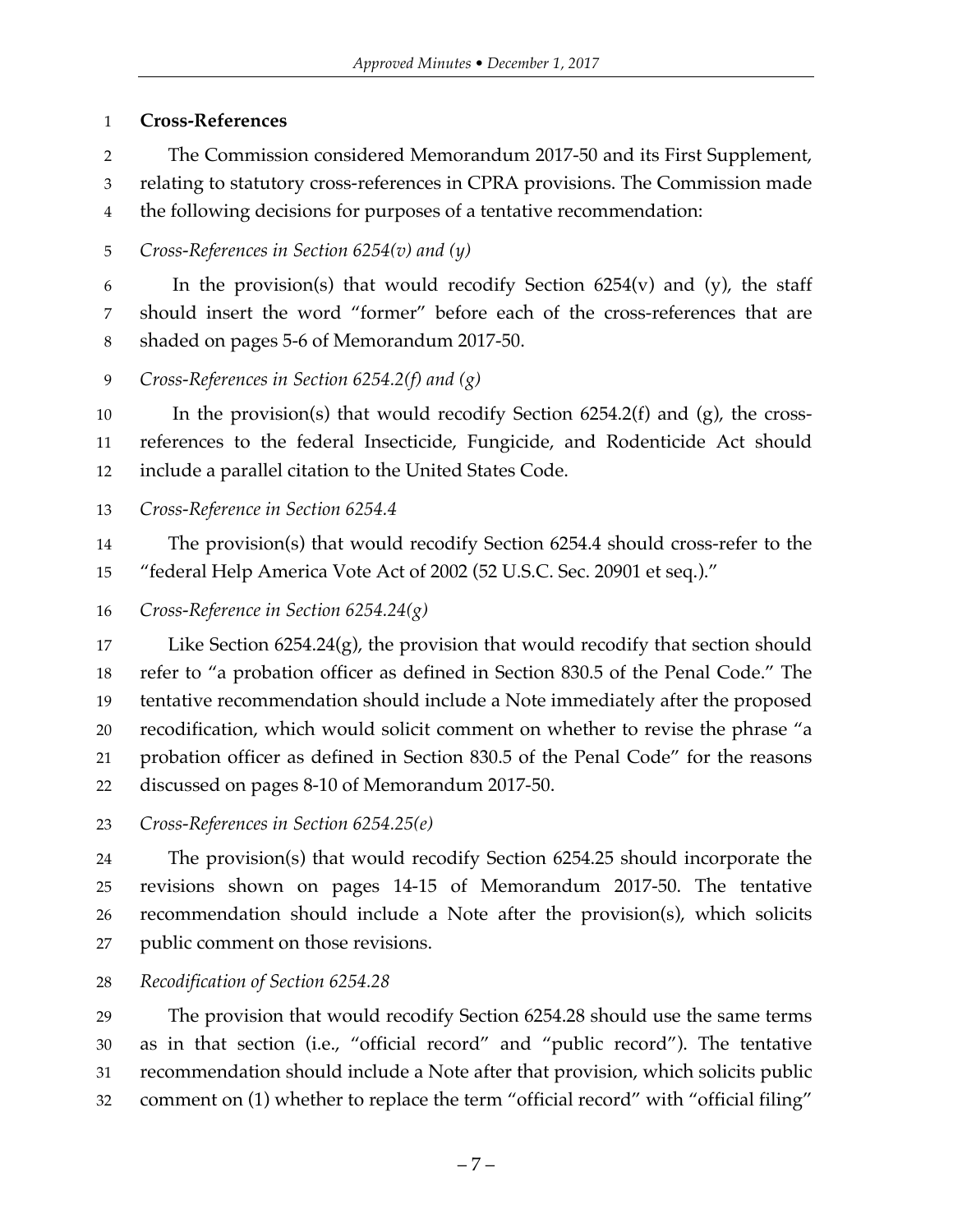**Cross-References**

The Commission considered Memorandum 2017-50 and its First Supplement, relating to statutory cross-references in CPRA provisions. The Commission made the following decisions for purposes of a tentative recommendation:

*Cross-References in Section 6254(v) and (y)*

In the provision(s) that would recodify Section 6254(v) and (y), the staff should insert the word "former" before each of the cross-references that are shaded on pages 5-6 of Memorandum 2017-50.

*Cross-References in Section 6254.2(f) and (g)*

In the provision(s) that would recodify Section 6254.2(f) and (g), the cross-references to the federal Insecticide, Fungicide, and Rodenticide Act should include a parallel citation to the United States Code.

*Cross-Reference in Section 6254.4*

The provision(s) that would recodify Section 6254.4 should cross-refer to the "federal Help America Vote Act of 2002 (52 U.S.C. Sec. 20901 et seq.)."

*Cross-Reference in Section 6254.24(g)*

Like Section 6254.24(g), the provision that would recodify that section should refer to "a probation officer as defined in Section 830.5 of the Penal Code." The tentative recommendation should include a Note immediately after the proposed recodification, which would solicit comment on whether to revise the phrase "a probation officer as defined in Section 830.5 of the Penal Code" for the reasons discussed on pages 8-10 of Memorandum 2017-50.

*Cross-References in Section 6254.25(e)*

The provision(s) that would recodify Section 6254.25 should incorporate the revisions shown on pages 14-15 of Memorandum 2017-50. The tentative recommendation should include a Note after the provision(s), which solicits public comment on those revisions.

*Recodification of Section 6254.28*

The provision that would recodify Section 6254.28 should use the same terms as in that section (i.e., "official record" and "public record"). The tentative recommendation should include a Note after that provision, which solicits public comment on (1) whether to replace the term "official record" with "official filing"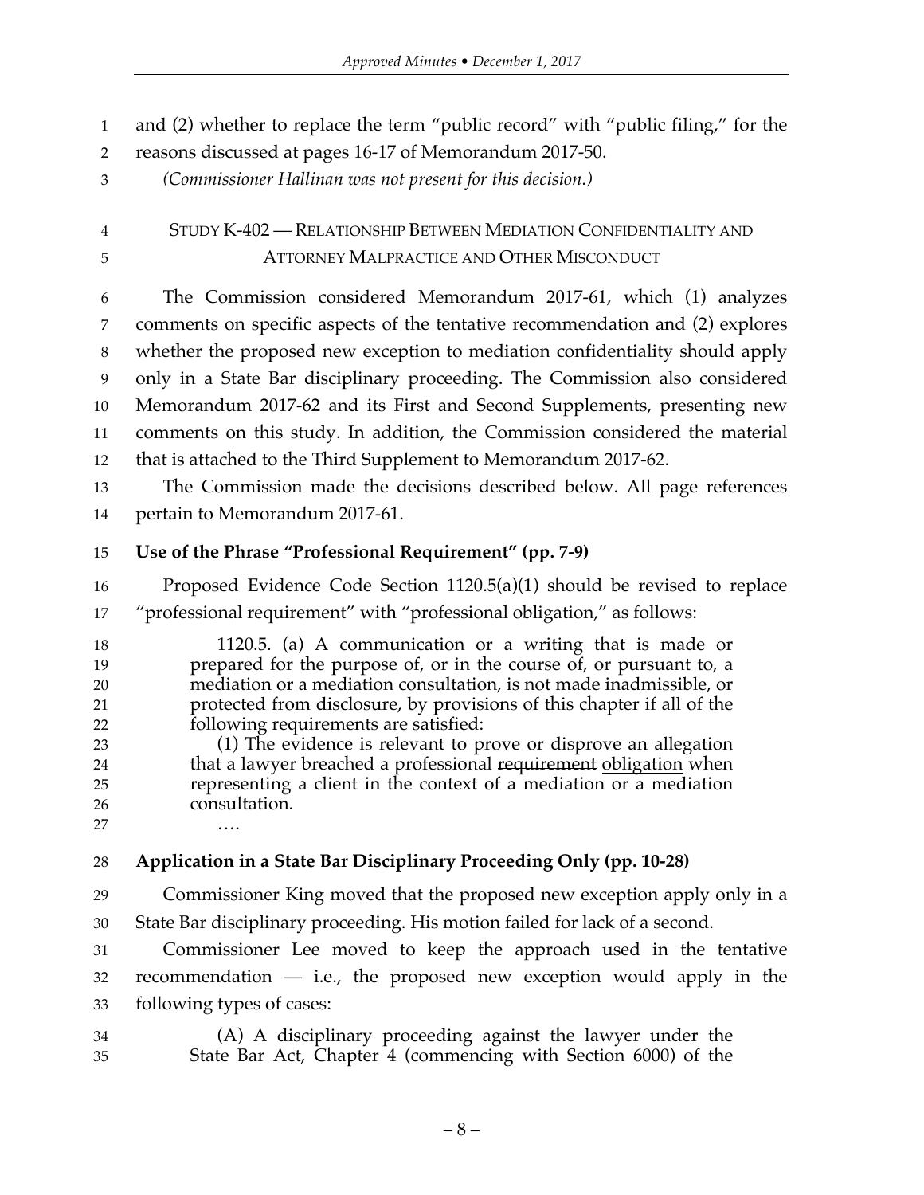and (2) whether to replace the term "public record" with "public filing," for the reasons discussed at pages 16-17 of Memorandum 2017-50.

*(Commissioner Hallinan was not present for this decision.)*

## STUDY K-402 — RELATIONSHIP BETWEEN MEDIATION CONFIDENTIALITY AND ATTORNEY MALPRACTICE AND OTHER MISCONDUCT

The Commission considered Memorandum 2017-61, which (1) analyzes comments on specific aspects of the tentative recommendation and (2) explores whether the proposed new exception to mediation confidentiality should apply only in a State Bar disciplinary proceeding. The Commission also considered Memorandum 2017-62 and its First and Second Supplements, presenting new comments on this study. In addition, the Commission considered the material that is attached to the Third Supplement to Memorandum 2017-62.

The Commission made the decisions described below. All page references pertain to Memorandum 2017-61.

### Use of the Phrase "Professional Requirement" (pp. 7-9)

Proposed Evidence Code Section 1120.5(a)(1) should be revised to replace "professional requirement" with "professional obligation," as follows:

> 1120.5. (a) A communication or a writing that is made or prepared for the purpose of, or in the course of, or pursuant to, a mediation or a mediation consultation, is not made inadmissible, or protected from disclosure, by provisions of this chapter if all of the following requirements are satisfied:
>
> (1) The evidence is relevant to prove or disprove an allegation that a lawyer breached a professional ~~requirement~~ <u>obligation</u> when representing a client in the context of a mediation or a mediation consultation.
>
> ….

### Application in a State Bar Disciplinary Proceeding Only (pp. 10-28)

Commissioner King moved that the proposed new exception apply only in a State Bar disciplinary proceeding. His motion failed for lack of a second.

Commissioner Lee moved to keep the approach used in the tentative recommendation — i.e., the proposed new exception would apply in the following types of cases:

> (A) A disciplinary proceeding against the lawyer under the State Bar Act, Chapter 4 (commencing with Section 6000) of the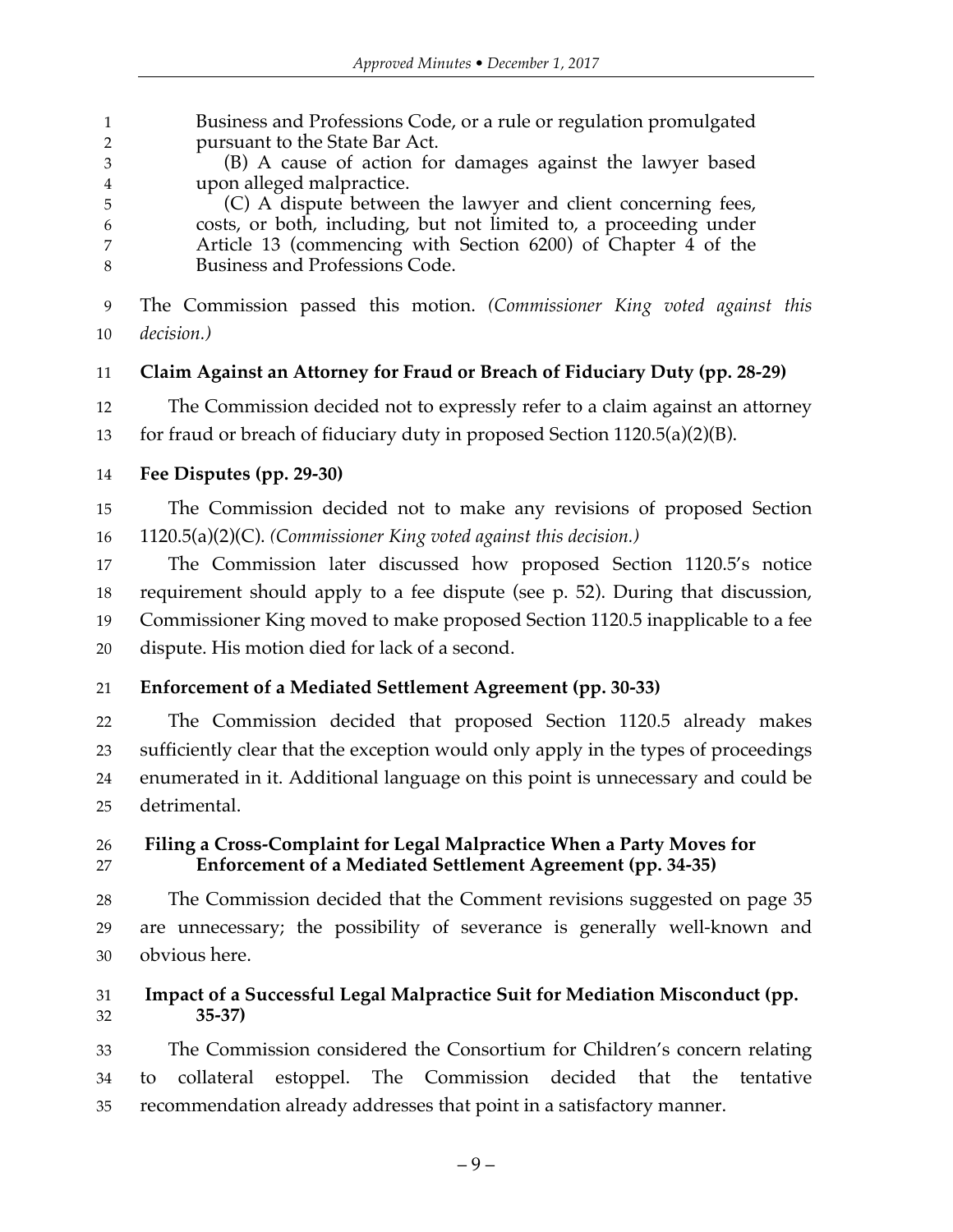Business and Professions Code, or a rule or regulation promulgated pursuant to the State Bar Act.

(B) A cause of action for damages against the lawyer based upon alleged malpractice.

(C) A dispute between the lawyer and client concerning fees, costs, or both, including, but not limited to, a proceeding under Article 13 (commencing with Section 6200) of Chapter 4 of the Business and Professions Code.

The Commission passed this motion. *(Commissioner King voted against this decision.)*

**Claim Against an Attorney for Fraud or Breach of Fiduciary Duty (pp. 28-29)**

The Commission decided not to expressly refer to a claim against an attorney for fraud or breach of fiduciary duty in proposed Section 1120.5(a)(2)(B).

**Fee Disputes (pp. 29-30)**

The Commission decided not to make any revisions of proposed Section 1120.5(a)(2)(C). *(Commissioner King voted against this decision.)*

The Commission later discussed how proposed Section 1120.5's notice requirement should apply to a fee dispute (see p. 52). During that discussion, Commissioner King moved to make proposed Section 1120.5 inapplicable to a fee dispute. His motion died for lack of a second.

**Enforcement of a Mediated Settlement Agreement (pp. 30-33)**

The Commission decided that proposed Section 1120.5 already makes sufficiently clear that the exception would only apply in the types of proceedings enumerated in it. Additional language on this point is unnecessary and could be detrimental.

**Filing a Cross-Complaint for Legal Malpractice When a Party Moves for Enforcement of a Mediated Settlement Agreement (pp. 34-35)**

The Commission decided that the Comment revisions suggested on page 35 are unnecessary; the possibility of severance is generally well-known and obvious here.

**Impact of a Successful Legal Malpractice Suit for Mediation Misconduct (pp. 35-37)**

The Commission considered the Consortium for Children's concern relating to collateral estoppel. The Commission decided that the tentative recommendation already addresses that point in a satisfactory manner.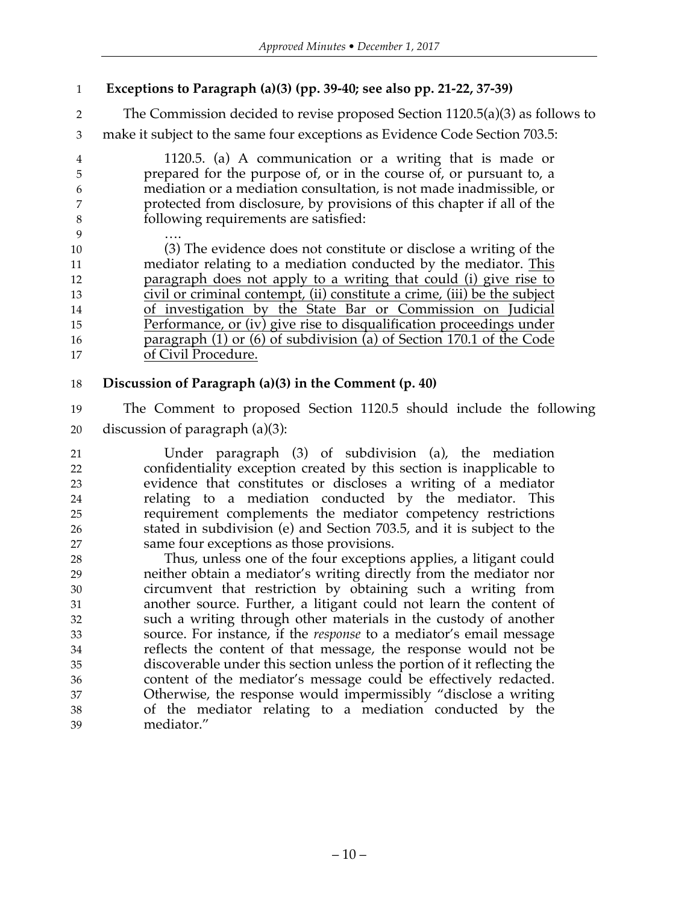**Exceptions to Paragraph (a)(3) (pp. 39-40; see also pp. 21-22, 37-39)**

The Commission decided to revise proposed Section 1120.5(a)(3) as follows to make it subject to the same four exceptions as Evidence Code Section 703.5:

> 1120.5. (a) A communication or a writing that is made or prepared for the purpose of, or in the course of, or pursuant to, a mediation or a mediation consultation, is not made inadmissible, or protected from disclosure, by provisions of this chapter if all of the following requirements are satisfied:
>
> ….
>
> (3) The evidence does not constitute or disclose a writing of the mediator relating to a mediation conducted by the mediator. <u>This paragraph does not apply to a writing that could (i) give rise to civil or criminal contempt, (ii) constitute a crime, (iii) be the subject of investigation by the State Bar or Commission on Judicial Performance, or (iv) give rise to disqualification proceedings under paragraph (1) or (6) of subdivision (a) of Section 170.1 of the Code of Civil Procedure.</u>

**Discussion of Paragraph (a)(3) in the Comment (p. 40)**

The Comment to proposed Section 1120.5 should include the following discussion of paragraph (a)(3):

> Under paragraph (3) of subdivision (a), the mediation confidentiality exception created by this section is inapplicable to evidence that constitutes or discloses a writing of a mediator relating to a mediation conducted by the mediator. This requirement complements the mediator competency restrictions stated in subdivision (e) and Section 703.5, and it is subject to the same four exceptions as those provisions.
>
> Thus, unless one of the four exceptions applies, a litigant could neither obtain a mediator's writing directly from the mediator nor circumvent that restriction by obtaining such a writing from another source. Further, a litigant could not learn the content of such a writing through other materials in the custody of another source. For instance, if the *response* to a mediator's email message reflects the content of that message, the response would not be discoverable under this section unless the portion of it reflecting the content of the mediator's message could be effectively redacted. Otherwise, the response would impermissibly "disclose a writing of the mediator relating to a mediation conducted by the mediator."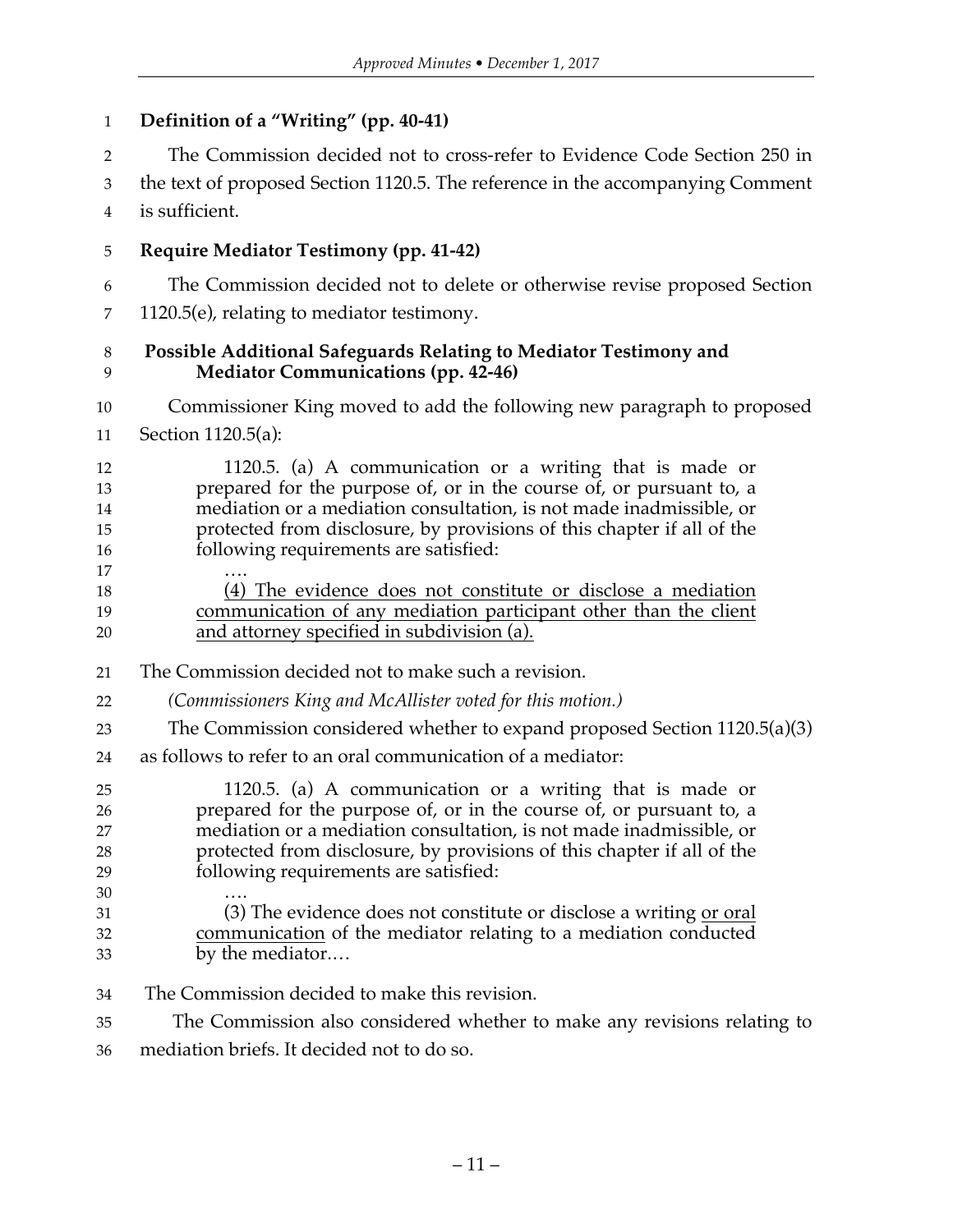**Definition of a "Writing" (pp. 40-41)**

The Commission decided not to cross-refer to Evidence Code Section 250 in the text of proposed Section 1120.5. The reference in the accompanying Comment is sufficient.

**Require Mediator Testimony (pp. 41-42)**

The Commission decided not to delete or otherwise revise proposed Section 1120.5(e), relating to mediator testimony.

**Possible Additional Safeguards Relating to Mediator Testimony and Mediator Communications (pp. 42-46)**

Commissioner King moved to add the following new paragraph to proposed Section 1120.5(a):

> 1120.5. (a) A communication or a writing that is made or prepared for the purpose of, or in the course of, or pursuant to, a mediation or a mediation consultation, is not made inadmissible, or protected from disclosure, by provisions of this chapter if all of the following requirements are satisfied:
>
> ….
>
> <u>(4) The evidence does not constitute or disclose a mediation communication of any mediation participant other than the client and attorney specified in subdivision (a).</u>

The Commission decided not to make such a revision.

*(Commissioners King and McAllister voted for this motion.)*

The Commission considered whether to expand proposed Section 1120.5(a)(3) as follows to refer to an oral communication of a mediator:

> 1120.5. (a) A communication or a writing that is made or prepared for the purpose of, or in the course of, or pursuant to, a mediation or a mediation consultation, is not made inadmissible, or protected from disclosure, by provisions of this chapter if all of the following requirements are satisfied:
>
> ….
>
> (3) The evidence does not constitute or disclose a writing <u>or oral communication</u> of the mediator relating to a mediation conducted by the mediator.…

The Commission decided to make this revision.

The Commission also considered whether to make any revisions relating to mediation briefs. It decided not to do so.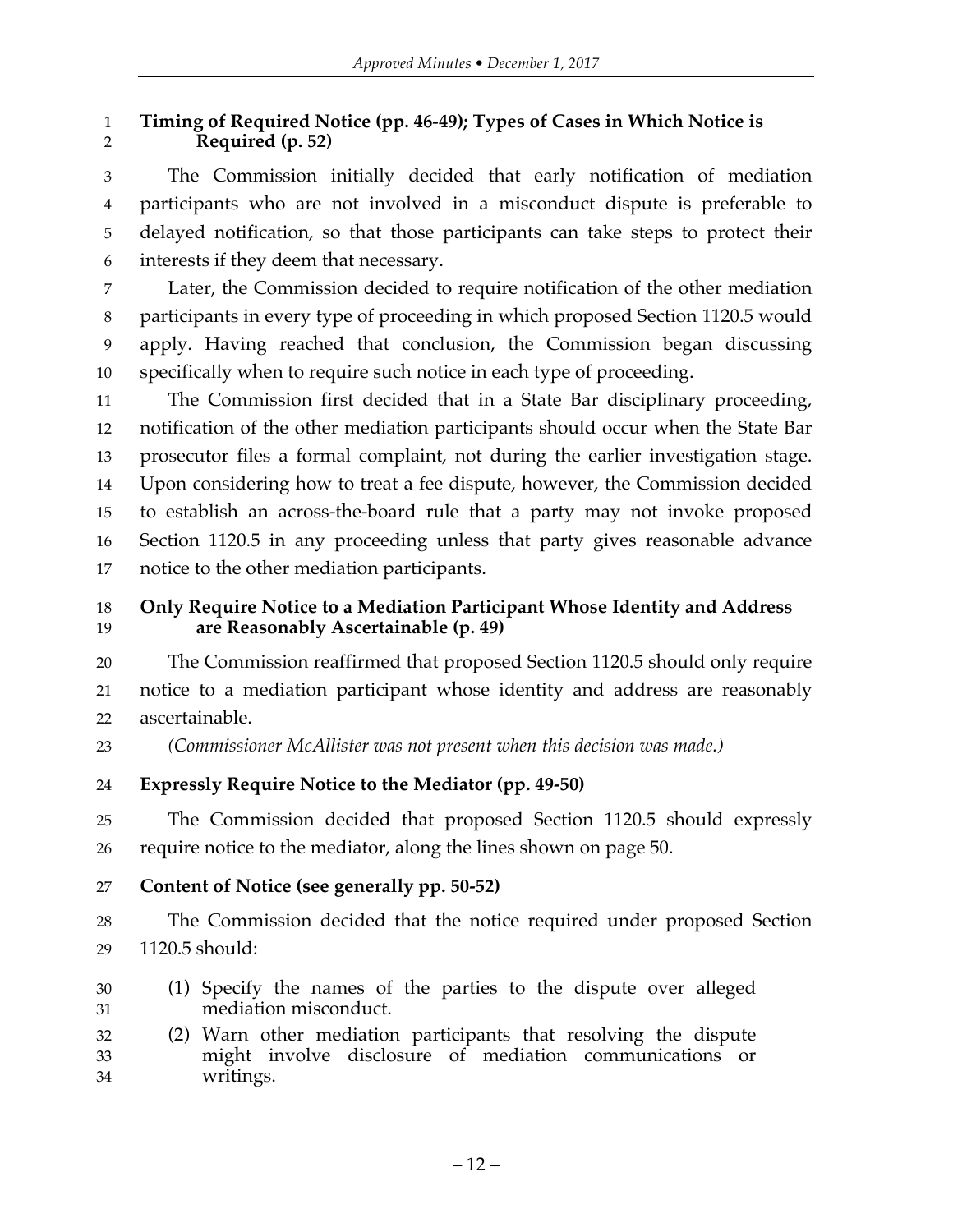**Timing of Required Notice (pp. 46-49); Types of Cases in Which Notice is Required (p. 52)**

The Commission initially decided that early notification of mediation participants who are not involved in a misconduct dispute is preferable to delayed notification, so that those participants can take steps to protect their interests if they deem that necessary.

Later, the Commission decided to require notification of the other mediation participants in every type of proceeding in which proposed Section 1120.5 would apply. Having reached that conclusion, the Commission began discussing specifically when to require such notice in each type of proceeding.

The Commission first decided that in a State Bar disciplinary proceeding, notification of the other mediation participants should occur when the State Bar prosecutor files a formal complaint, not during the earlier investigation stage. Upon considering how to treat a fee dispute, however, the Commission decided to establish an across-the-board rule that a party may not invoke proposed Section 1120.5 in any proceeding unless that party gives reasonable advance notice to the other mediation participants.

**Only Require Notice to a Mediation Participant Whose Identity and Address are Reasonably Ascertainable (p. 49)**

The Commission reaffirmed that proposed Section 1120.5 should only require notice to a mediation participant whose identity and address are reasonably ascertainable.

*(Commissioner McAllister was not present when this decision was made.)*

**Expressly Require Notice to the Mediator (pp. 49-50)**

The Commission decided that proposed Section 1120.5 should expressly require notice to the mediator, along the lines shown on page 50.

**Content of Notice (see generally pp. 50-52)**

The Commission decided that the notice required under proposed Section 1120.5 should:

(1) Specify the names of the parties to the dispute over alleged mediation misconduct.

(2) Warn other mediation participants that resolving the dispute might involve disclosure of mediation communications or writings.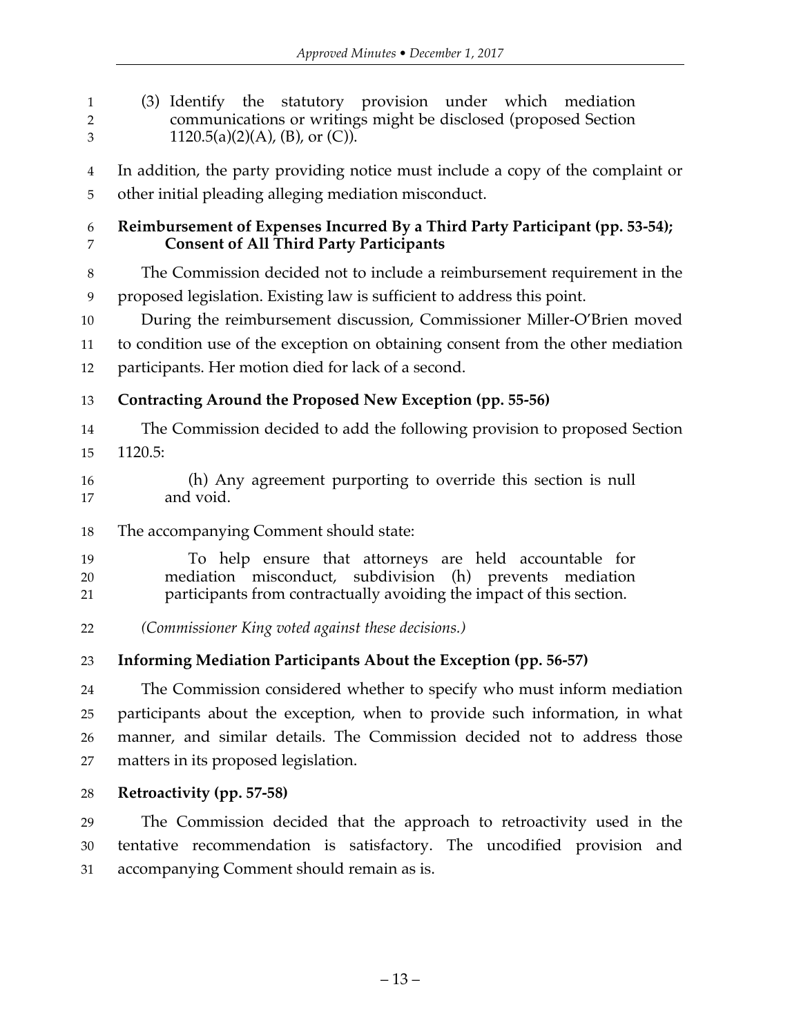(3) Identify the statutory provision under which mediation communications or writings might be disclosed (proposed Section 1120.5(a)(2)(A), (B), or (C)).

In addition, the party providing notice must include a copy of the complaint or other initial pleading alleging mediation misconduct.

**Reimbursement of Expenses Incurred By a Third Party Participant (pp. 53-54); Consent of All Third Party Participants**

The Commission decided not to include a reimbursement requirement in the proposed legislation. Existing law is sufficient to address this point.

During the reimbursement discussion, Commissioner Miller-O'Brien moved to condition use of the exception on obtaining consent from the other mediation participants. Her motion died for lack of a second.

**Contracting Around the Proposed New Exception (pp. 55-56)**

The Commission decided to add the following provision to proposed Section 1120.5:

> (h) Any agreement purporting to override this section is null and void.

The accompanying Comment should state:

> To help ensure that attorneys are held accountable for mediation misconduct, subdivision (h) prevents mediation participants from contractually avoiding the impact of this section.

*(Commissioner King voted against these decisions.)*

**Informing Mediation Participants About the Exception (pp. 56-57)**

The Commission considered whether to specify who must inform mediation participants about the exception, when to provide such information, in what manner, and similar details. The Commission decided not to address those matters in its proposed legislation.

**Retroactivity (pp. 57-58)**

The Commission decided that the approach to retroactivity used in the tentative recommendation is satisfactory. The uncodified provision and accompanying Comment should remain as is.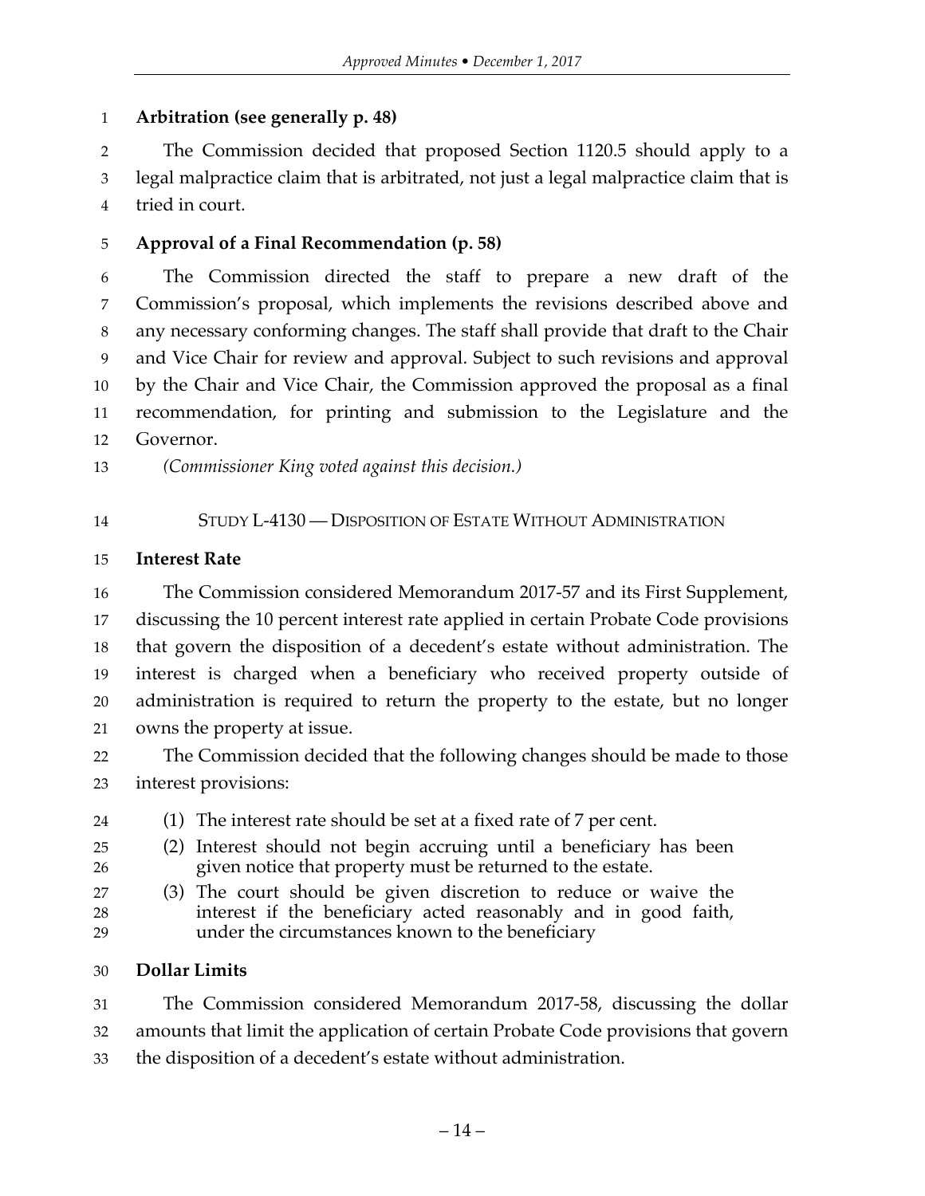**Arbitration (see generally p. 48)**

The Commission decided that proposed Section 1120.5 should apply to a legal malpractice claim that is arbitrated, not just a legal malpractice claim that is tried in court.

**Approval of a Final Recommendation (p. 58)**

The Commission directed the staff to prepare a new draft of the Commission's proposal, which implements the revisions described above and any necessary conforming changes. The staff shall provide that draft to the Chair and Vice Chair for review and approval. Subject to such revisions and approval by the Chair and Vice Chair, the Commission approved the proposal as a final recommendation, for printing and submission to the Legislature and the Governor.

*(Commissioner King voted against this decision.)*

## STUDY L-4130 — DISPOSITION OF ESTATE WITHOUT ADMINISTRATION

**Interest Rate**

The Commission considered Memorandum 2017-57 and its First Supplement, discussing the 10 percent interest rate applied in certain Probate Code provisions that govern the disposition of a decedent's estate without administration. The interest is charged when a beneficiary who received property outside of administration is required to return the property to the estate, but no longer owns the property at issue.

The Commission decided that the following changes should be made to those interest provisions:

(1) The interest rate should be set at a fixed rate of 7 per cent.

(2) Interest should not begin accruing until a beneficiary has been given notice that property must be returned to the estate.

(3) The court should be given discretion to reduce or waive the interest if the beneficiary acted reasonably and in good faith, under the circumstances known to the beneficiary

**Dollar Limits**

The Commission considered Memorandum 2017-58, discussing the dollar amounts that limit the application of certain Probate Code provisions that govern the disposition of a decedent's estate without administration.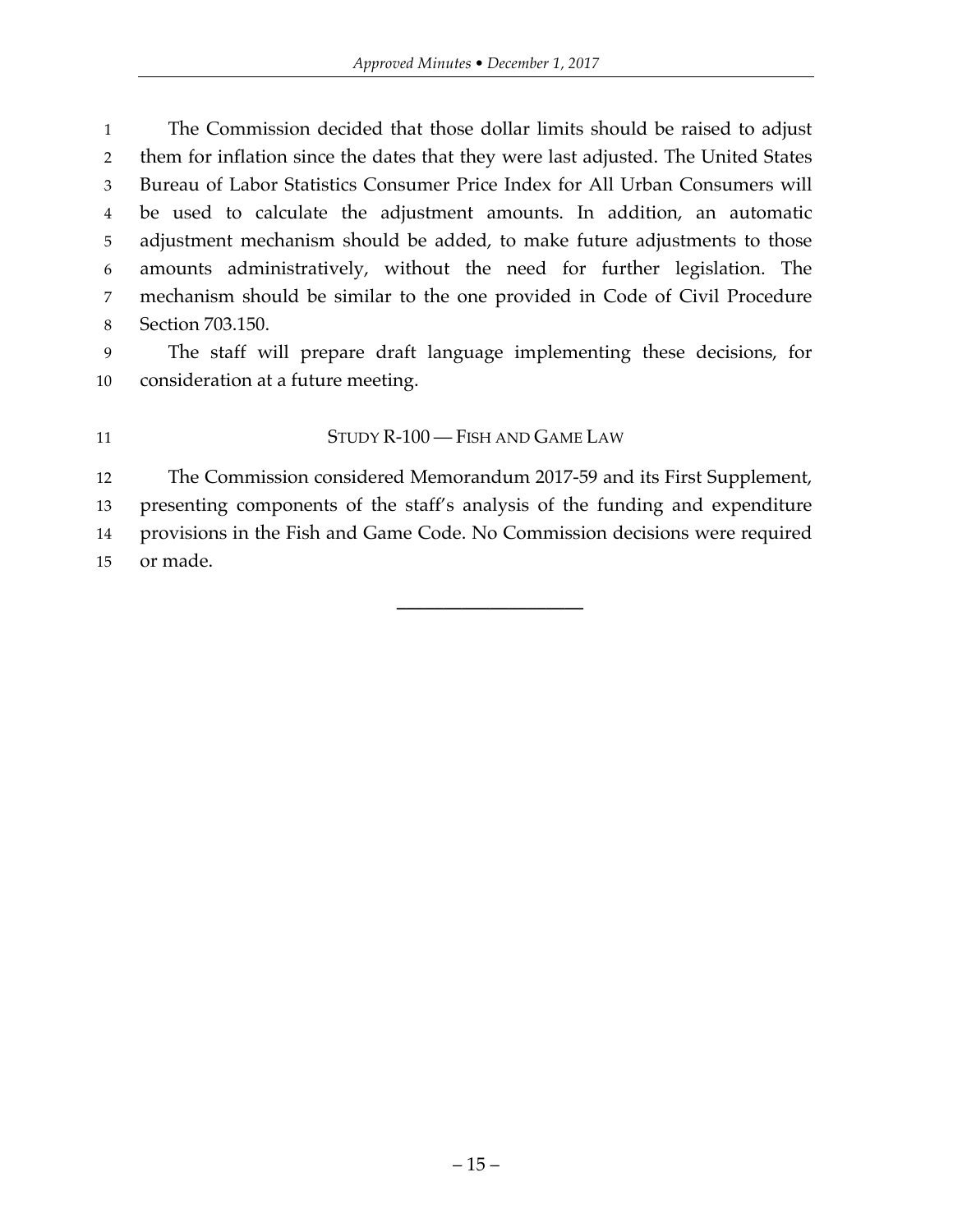The Commission decided that those dollar limits should be raised to adjust them for inflation since the dates that they were last adjusted. The United States Bureau of Labor Statistics Consumer Price Index for All Urban Consumers will be used to calculate the adjustment amounts. In addition, an automatic adjustment mechanism should be added, to make future adjustments to those amounts administratively, without the need for further legislation. The mechanism should be similar to the one provided in Code of Civil Procedure Section 703.150.

The staff will prepare draft language implementing these decisions, for consideration at a future meeting.

## STUDY R-100 — FISH AND GAME LAW

The Commission considered Memorandum 2017-59 and its First Supplement, presenting components of the staff's analysis of the funding and expenditure provisions in the Fish and Game Code. No Commission decisions were required or made.

---